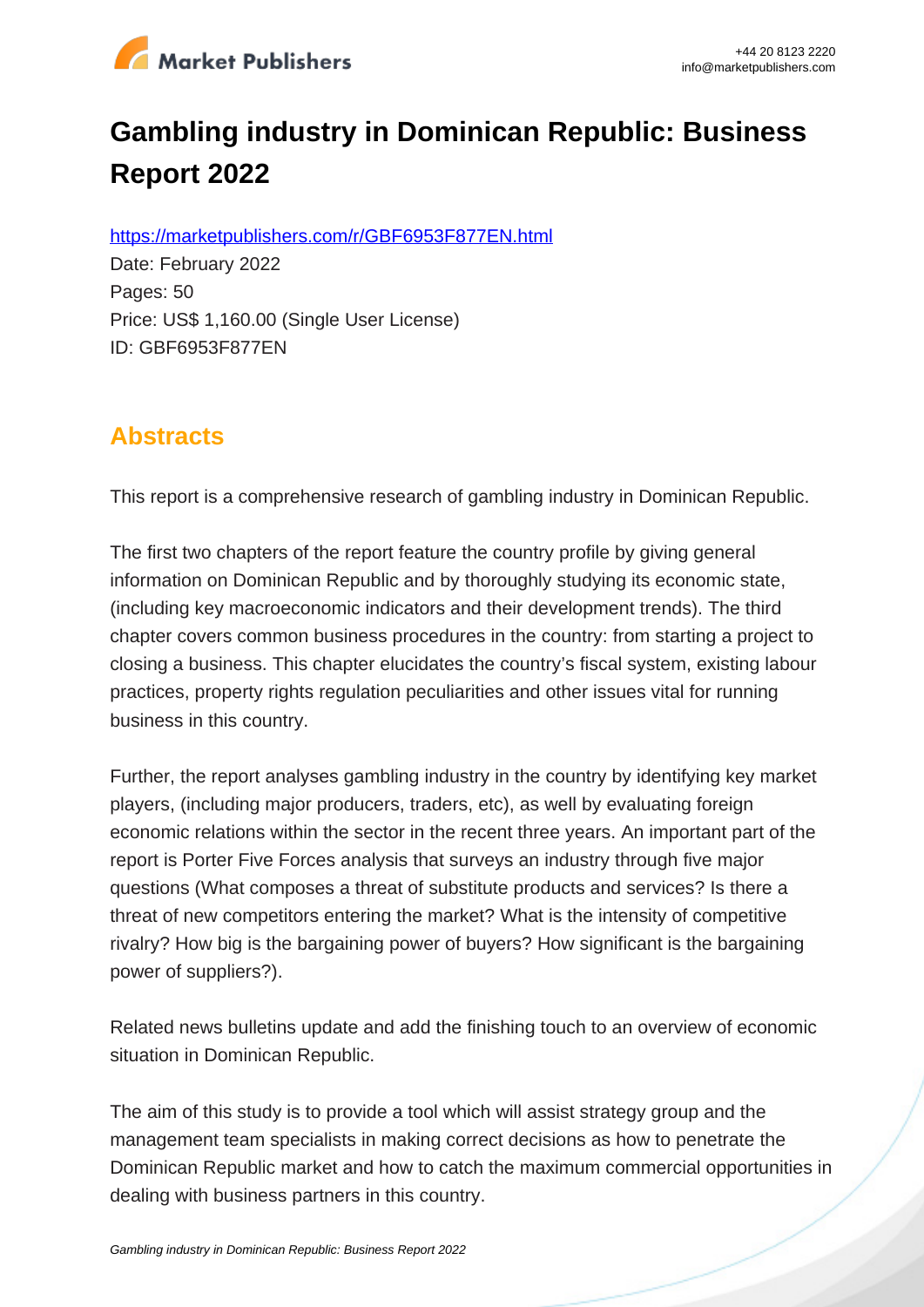# Gambling industry in Dominican Republic: Business Report 2022

https://marketpublishers.com/r/GBF6953F877EN.html

Date: February 2022

Pages: 50

Price: US$ 1,160.00 (Single User License)

ID: GBF6953F877EN

## Abstracts

This report is a comprehensive research of gambling industry in Dominican Republic.

The first two chapters of the report feature the country profile by giving general information on Dominican Republic and by thoroughly studying its economic state, (including key macroeconomic indicators and their development trends). The third chapter covers common business procedures in the country: from starting a project to closing a business. This chapter elucidates the country's fiscal system, existing labour practices, property rights regulation peculiarities and other issues vital for running business in this country.

Further, the report analyses gambling industry in the country by identifying key market players, (including major producers, traders, etc), as well by evaluating foreign economic relations within the sector in the recent three years. An important part of the report is Porter Five Forces analysis that surveys an industry through five major questions (What composes a threat of substitute products and services? Is there a threat of new competitors entering the market? What is the intensity of competitive rivalry? How big is the bargaining power of buyers? How significant is the bargaining power of suppliers?).

Related news bulletins update and add the finishing touch to an overview of economic situation in Dominican Republic.

The aim of this study is to provide a tool which will assist strategy group and the management team specialists in making correct decisions as how to penetrate the Dominican Republic market and how to catch the maximum commercial opportunities in dealing with business partners in this country.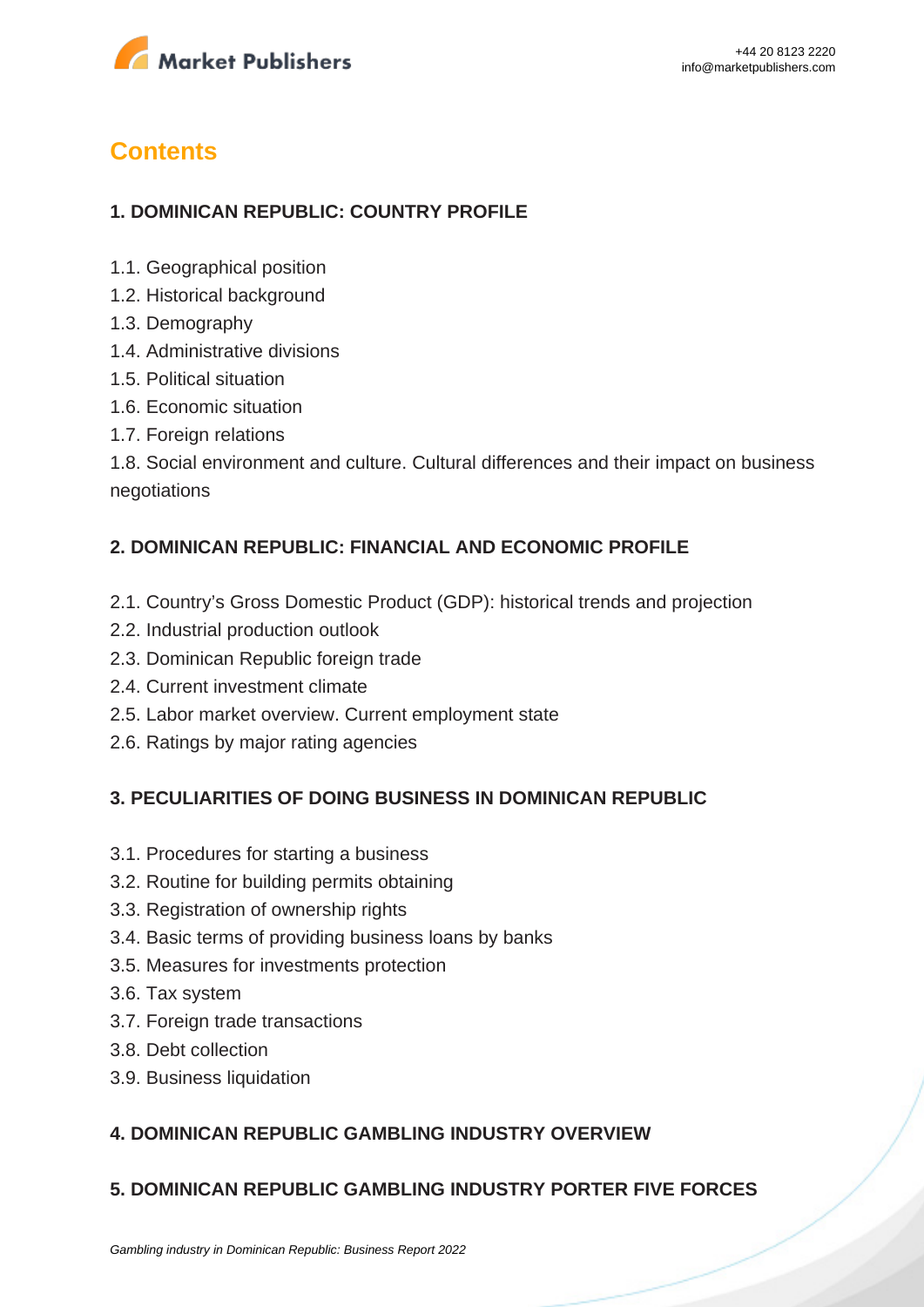# Contents

## 1. DOMINICAN REPUBLIC: COUNTRY PROFILE

1.1. Geographical position
1.2. Historical background
1.3. Demography
1.4. Administrative divisions
1.5. Political situation
1.6. Economic situation
1.7. Foreign relations
1.8. Social environment and culture. Cultural differences and their impact on business negotiations

## 2. DOMINICAN REPUBLIC: FINANCIAL AND ECONOMIC PROFILE

2.1. Country's Gross Domestic Product (GDP): historical trends and projection
2.2. Industrial production outlook
2.3. Dominican Republic foreign trade
2.4. Current investment climate
2.5. Labor market overview. Current employment state
2.6. Ratings by major rating agencies

## 3. PECULIARITIES OF DOING BUSINESS IN DOMINICAN REPUBLIC

3.1. Procedures for starting a business
3.2. Routine for building permits obtaining
3.3. Registration of ownership rights
3.4. Basic terms of providing business loans by banks
3.5. Measures for investments protection
3.6. Tax system
3.7. Foreign trade transactions
3.8. Debt collection
3.9. Business liquidation

## 4. DOMINICAN REPUBLIC GAMBLING INDUSTRY OVERVIEW

## 5. DOMINICAN REPUBLIC GAMBLING INDUSTRY PORTER FIVE FORCES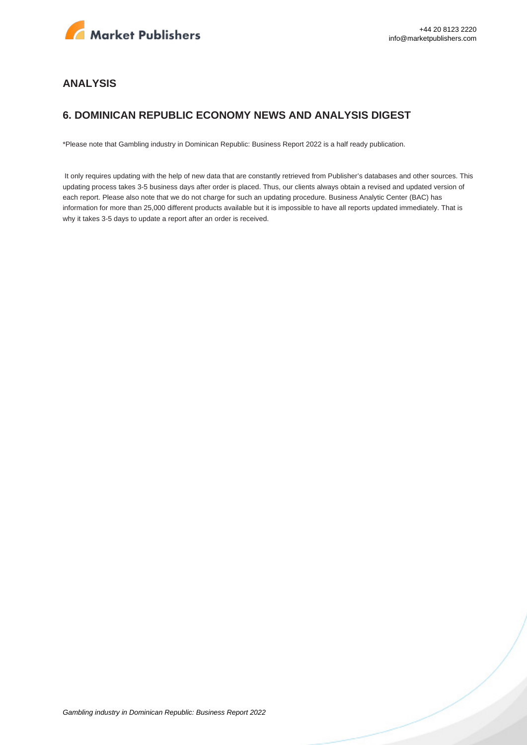## ANALYSIS

## 6. DOMINICAN REPUBLIC ECONOMY NEWS AND ANALYSIS DIGEST

*Please note that Gambling industry in Dominican Republic: Business Report 2022 is a half ready publication.

It only requires updating with the help of new data that are constantly retrieved from Publisher's databases and other sources. This updating process takes 3-5 business days after order is placed. Thus, our clients always obtain a revised and updated version of each report. Please also note that we do not charge for such an updating procedure. Business Analytic Center (BAC) has information for more than 25,000 different products available but it is impossible to have all reports updated immediately. That is why it takes 3-5 days to update a report after an order is received.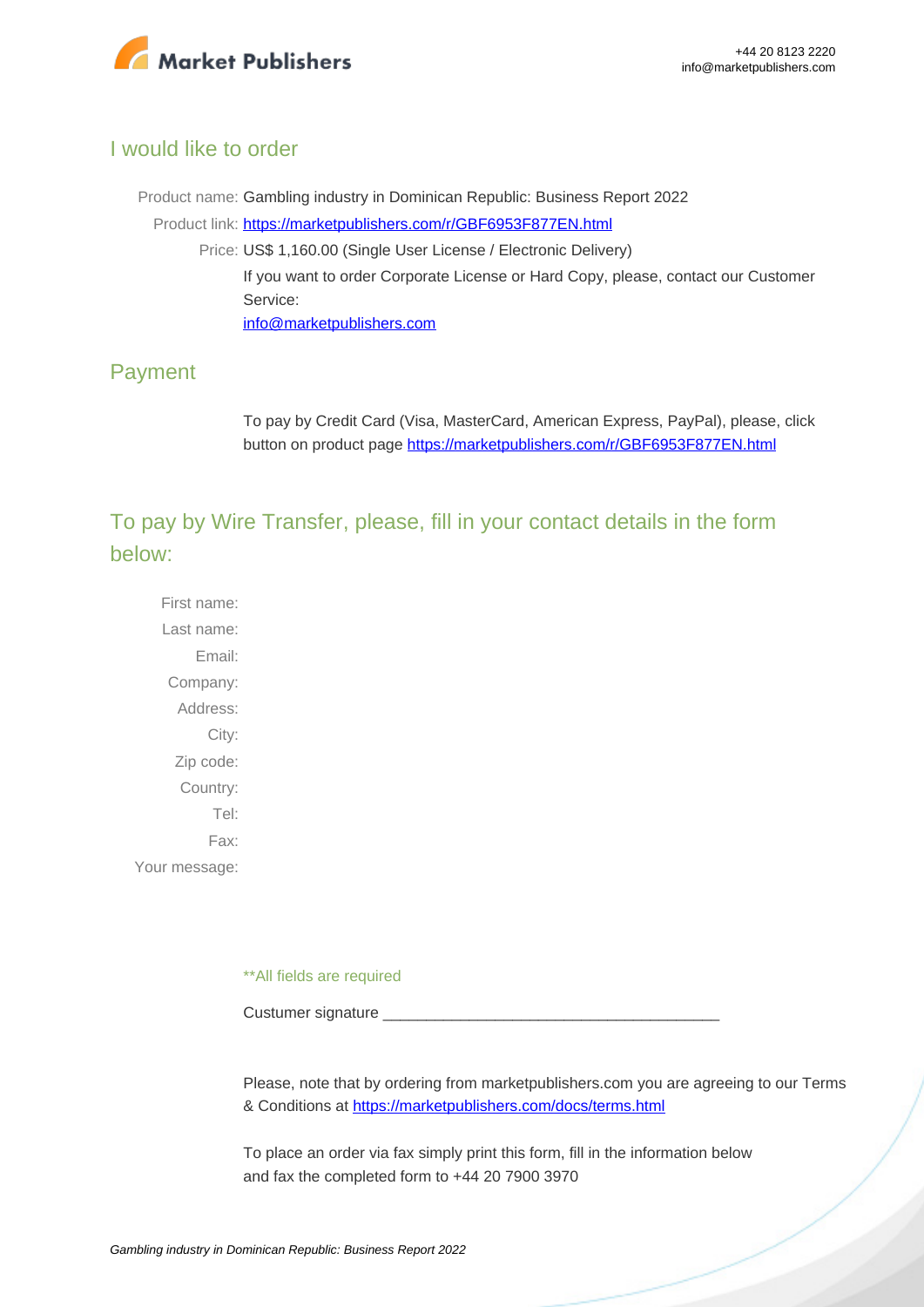## I would like to order

Product name: Gambling industry in Dominican Republic: Business Report 2022

Product link: [https://marketpublishers.com/r/GBF6953F877EN.html](https://marketpublishers.com/r/GBF6953F877EN.html)

Price: US$ 1,160.00 (Single User License / Electronic Delivery)

If you want to order Corporate License or Hard Copy, please, contact our Customer Service:

[info@marketpublishers.com](mailto:info@marketpublishers.com)

## Payment

To pay by Credit Card (Visa, MasterCard, American Express, PayPal), please, click button on product page [https://marketpublishers.com/r/GBF6953F877EN.html](https://marketpublishers.com/r/GBF6953F877EN.html)

## To pay by Wire Transfer, please, fill in your contact details in the form below:

First name:

Last name:

Email:

Company:

Address:

City:

Zip code:

Country:

Tel:

Fax:

Your message:

**All fields are required

Custumer signature _______________________________________

Please, note that by ordering from marketpublishers.com you are agreeing to our Terms & Conditions at [https://marketpublishers.com/docs/terms.html](https://marketpublishers.com/docs/terms.html)

To place an order via fax simply print this form, fill in the information below and fax the completed form to +44 20 7900 3970